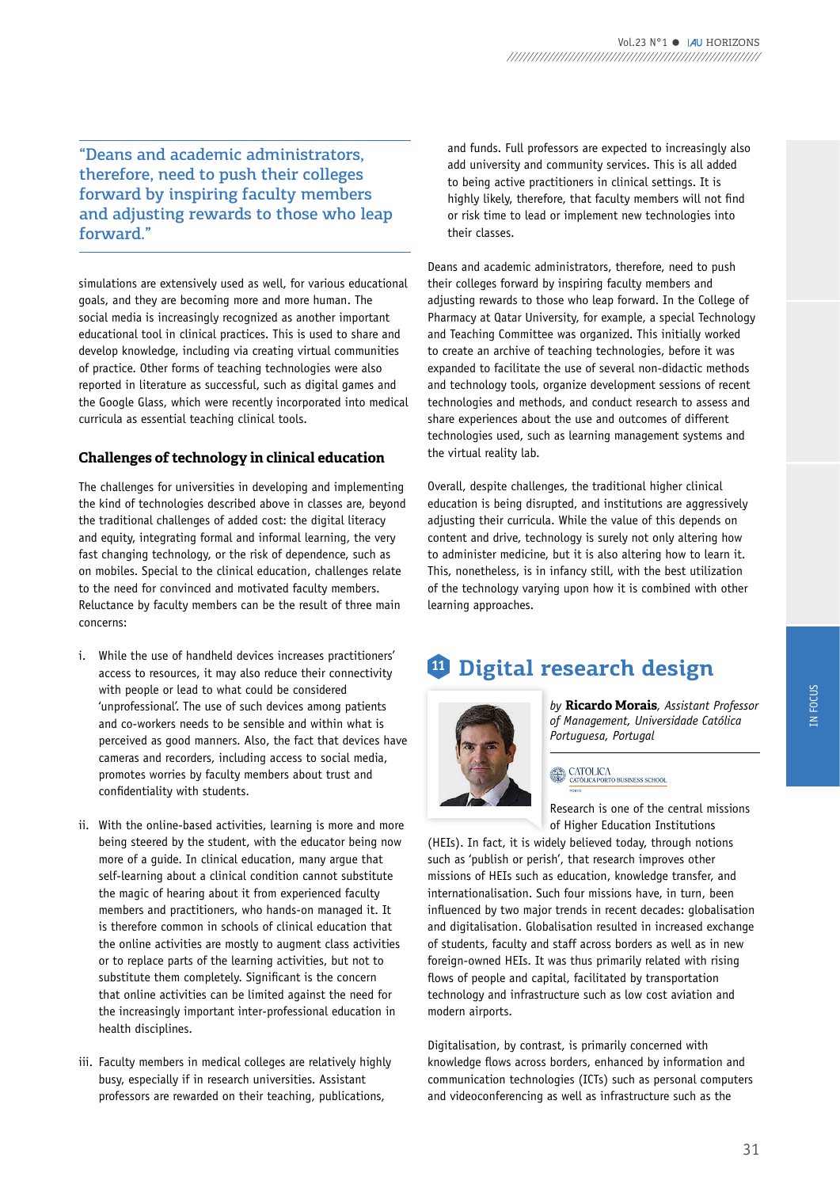"Deans and academic administrators, therefore, need to push their colleges forward by inspiring faculty members and adjusting rewards to those who leap forward."

simulations are extensively used as well, for various educational goals, and they are becoming more and more human. The social media is increasingly recognized as another important educational tool in clinical practices. This is used to share and develop knowledge, including via creating virtual communities of practice. Other forms of teaching technologies were also reported in literature as successful, such as digital games and the Google Glass, which were recently incorporated into medical curricula as essential teaching clinical tools.

### Challenges of technology in clinical education

The challenges for universities in developing and implementing the kind of technologies described above in classes are, beyond the traditional challenges of added cost: the digital literacy and equity, integrating formal and informal learning, the very fast changing technology, or the risk of dependence, such as on mobiles. Special to the clinical education, challenges relate to the need for convinced and motivated faculty members. Reluctance by faculty members can be the result of three main concerns:

i. While the use of handheld devices increases practitioners' access to resources, it may also reduce their connectivity with people or lead to what could be considered 'unprofessional'. The use of such devices among patients and co-workers needs to be sensible and within what is perceived as good manners. Also, the fact that devices have cameras and recorders, including access to social media, promotes worries by faculty members about trust and confidentiality with students.

ii. With the online-based activities, learning is more and more being steered by the student, with the educator being now more of a guide. In clinical education, many argue that self-learning about a clinical condition cannot substitute the magic of hearing about it from experienced faculty members and practitioners, who hands-on managed it. It is therefore common in schools of clinical education that the online activities are mostly to augment class activities or to replace parts of the learning activities, but not to substitute them completely. Significant is the concern that online activities can be limited against the need for the increasingly important inter-professional education in health disciplines.

iii. Faculty members in medical colleges are relatively highly busy, especially if in research universities. Assistant professors are rewarded on their teaching, publications, and funds. Full professors are expected to increasingly also add university and community services. This is all added to being active practitioners in clinical settings. It is highly likely, therefore, that faculty members will not find or risk time to lead or implement new technologies into their classes.

Deans and academic administrators, therefore, need to push their colleges forward by inspiring faculty members and adjusting rewards to those who leap forward. In the College of Pharmacy at Qatar University, for example, a special Technology and Teaching Committee was organized. This initially worked to create an archive of teaching technologies, before it was expanded to facilitate the use of several non-didactic methods and technology tools, organize development sessions of recent technologies and methods, and conduct research to assess and share experiences about the use and outcomes of different technologies used, such as learning management systems and the virtual reality lab.

Overall, despite challenges, the traditional higher clinical education is being disrupted, and institutions are aggressively adjusting their curricula. While the value of this depends on content and drive, technology is surely not only altering how to administer medicine, but it is also altering how to learn it. This, nonetheless, is in infancy still, with the best utilization of the technology varying upon how it is combined with other learning approaches.

## 11 Digital research design

by **Ricardo Morais**, *Assistant Professor of Management, Universidade Católica Portuguesa, Portugal*

Research is one of the central missions of Higher Education Institutions (HEIs). In fact, it is widely believed today, through notions such as 'publish or perish', that research improves other missions of HEIs such as education, knowledge transfer, and internationalisation. Such four missions have, in turn, been influenced by two major trends in recent decades: globalisation and digitalisation. Globalisation resulted in increased exchange of students, faculty and staff across borders as well as in new foreign-owned HEIs. It was thus primarily related with rising flows of people and capital, facilitated by transportation technology and infrastructure such as low cost aviation and modern airports.

Digitalisation, by contrast, is primarily concerned with knowledge flows across borders, enhanced by information and communication technologies (ICTs) such as personal computers and videoconferencing as well as infrastructure such as the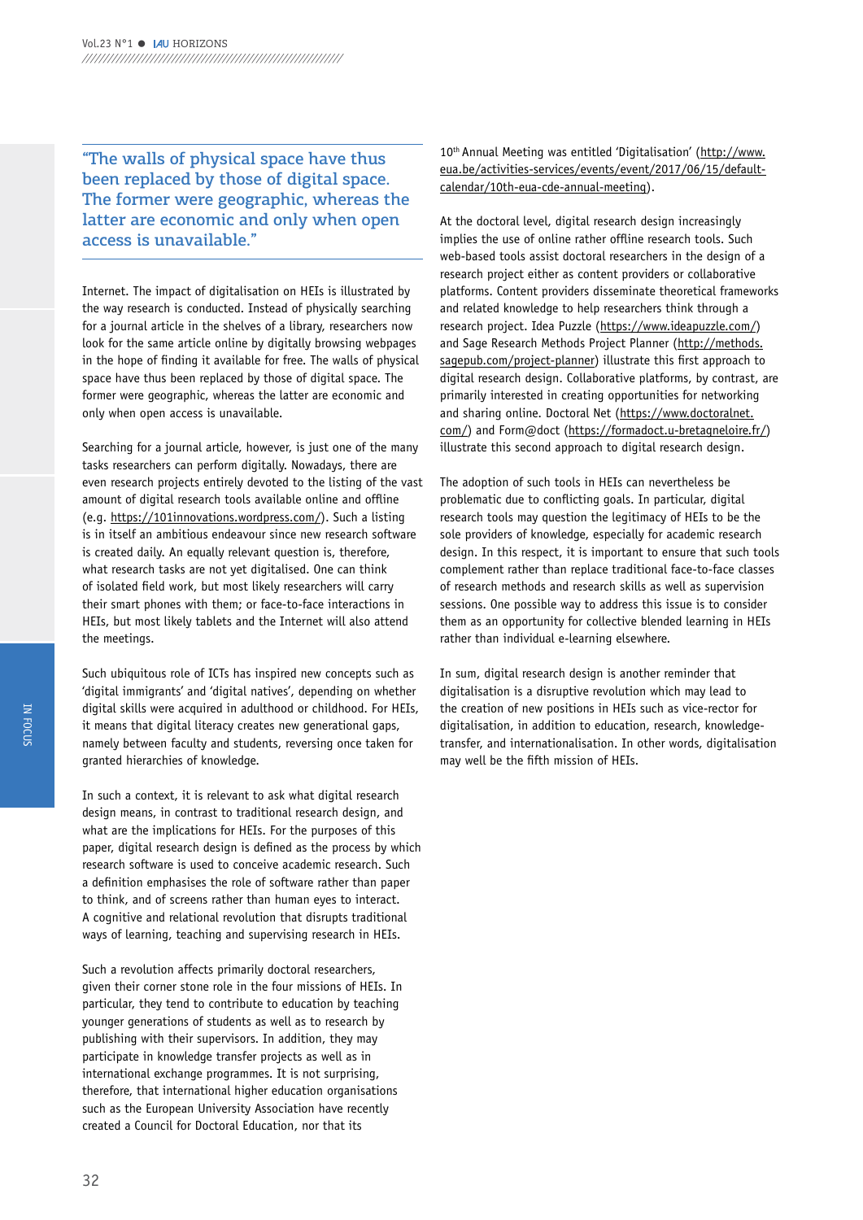> "The walls of physical space have thus been replaced by those of digital space. The former were geographic, whereas the latter are economic and only when open access is unavailable."

Internet. The impact of digitalisation on HEIs is illustrated by the way research is conducted. Instead of physically searching for a journal article in the shelves of a library, researchers now look for the same article online by digitally browsing webpages in the hope of finding it available for free. The walls of physical space have thus been replaced by those of digital space. The former were geographic, whereas the latter are economic and only when open access is unavailable.

Searching for a journal article, however, is just one of the many tasks researchers can perform digitally. Nowadays, there are even research projects entirely devoted to the listing of the vast amount of digital research tools available online and offline (e.g. https://101innovations.wordpress.com/). Such a listing is in itself an ambitious endeavour since new research software is created daily. An equally relevant question is, therefore, what research tasks are not yet digitalised. One can think of isolated field work, but most likely researchers will carry their smart phones with them; or face-to-face interactions in HEIs, but most likely tablets and the Internet will also attend the meetings.

Such ubiquitous role of ICTs has inspired new concepts such as 'digital immigrants' and 'digital natives', depending on whether digital skills were acquired in adulthood or childhood. For HEIs, it means that digital literacy creates new generational gaps, namely between faculty and students, reversing once taken for granted hierarchies of knowledge.

In such a context, it is relevant to ask what digital research design means, in contrast to traditional research design, and what are the implications for HEIs. For the purposes of this paper, digital research design is defined as the process by which research software is used to conceive academic research. Such a definition emphasises the role of software rather than paper to think, and of screens rather than human eyes to interact. A cognitive and relational revolution that disrupts traditional ways of learning, teaching and supervising research in HEIs.

Such a revolution affects primarily doctoral researchers, given their corner stone role in the four missions of HEIs. In particular, they tend to contribute to education by teaching younger generations of students as well as to research by publishing with their supervisors. In addition, they may participate in knowledge transfer projects as well as in international exchange programmes. It is not surprising, therefore, that international higher education organisations such as the European University Association have recently created a Council for Doctoral Education, nor that its 10th Annual Meeting was entitled 'Digitalisation' (http://www.eua.be/activities-services/events/event/2017/06/15/default-calendar/10th-eua-cde-annual-meeting).

At the doctoral level, digital research design increasingly implies the use of online rather offline research tools. Such web-based tools assist doctoral researchers in the design of a research project either as content providers or collaborative platforms. Content providers disseminate theoretical frameworks and related knowledge to help researchers think through a research project. Idea Puzzle (https://www.ideapuzzle.com/) and Sage Research Methods Project Planner (http://methods.sagepub.com/project-planner) illustrate this first approach to digital research design. Collaborative platforms, by contrast, are primarily interested in creating opportunities for networking and sharing online. Doctoral Net (https://www.doctoralnet.com/) and Form@doct (https://formadoct.u-bretagneloire.fr/) illustrate this second approach to digital research design.

The adoption of such tools in HEIs can nevertheless be problematic due to conflicting goals. In particular, digital research tools may question the legitimacy of HEIs to be the sole providers of knowledge, especially for academic research design. In this respect, it is important to ensure that such tools complement rather than replace traditional face-to-face classes of research methods and research skills as well as supervision sessions. One possible way to address this issue is to consider them as an opportunity for collective blended learning in HEIs rather than individual e-learning elsewhere.

In sum, digital research design is another reminder that digitalisation is a disruptive revolution which may lead to the creation of new positions in HEIs such as vice-rector for digitalisation, in addition to education, research, knowledge-transfer, and internationalisation. In other words, digitalisation may well be the fifth mission of HEIs.